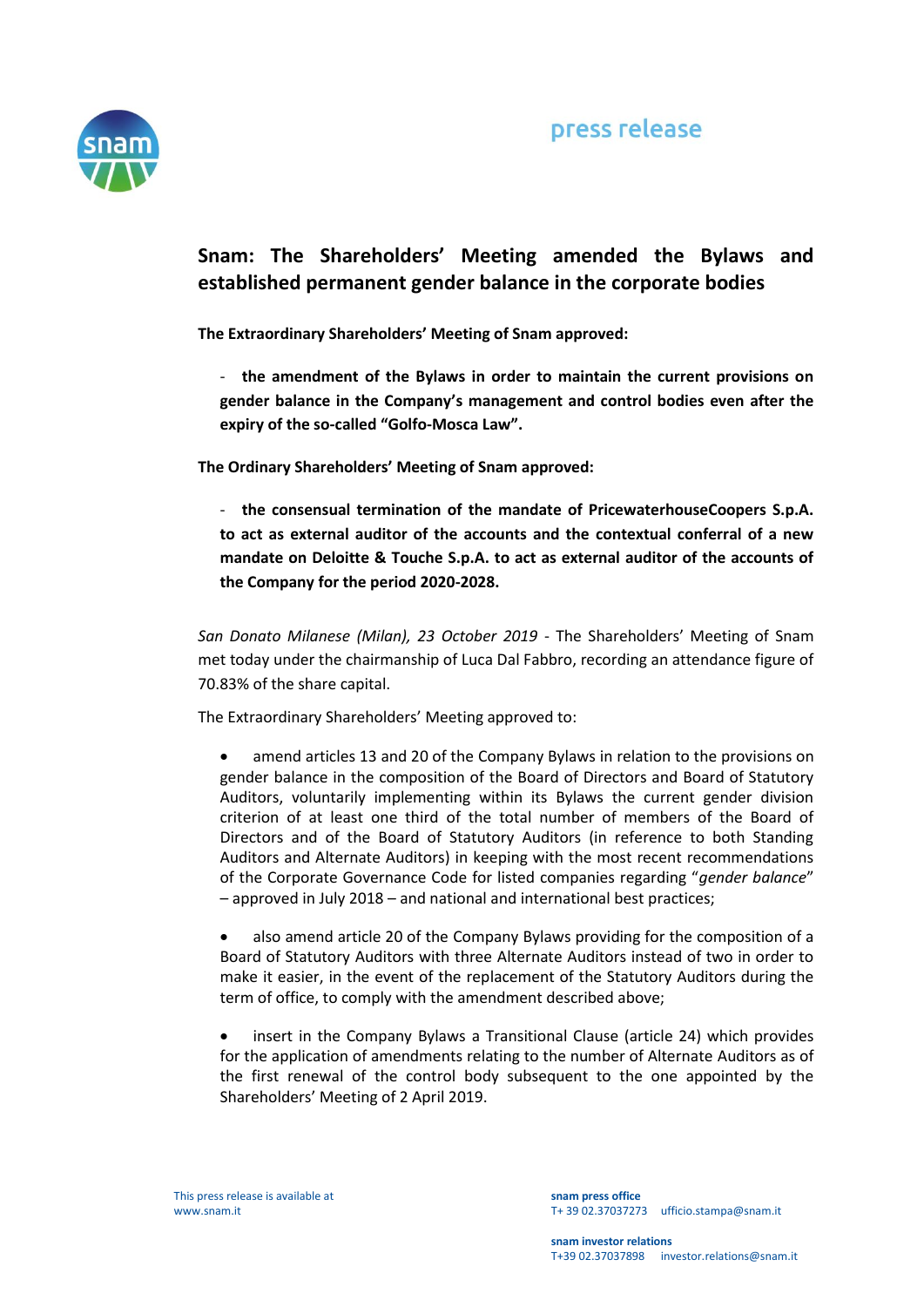press release

# Snam: The Shareholders' Meeting amended the Bylaws and established permanent gender balance in the corporate bodies

**The Extraordinary Shareholders' Meeting of Snam approved:**

- **the amendment of the Bylaws in order to maintain the current provisions on gender balance in the Company's management and control bodies even after the expiry of the so-called "Golfo-Mosca Law".**

**The Ordinary Shareholders' Meeting of Snam approved:**

- **the consensual termination of the mandate of PricewaterhouseCoopers S.p.A. to act as external auditor of the accounts and the contextual conferral of a new mandate on Deloitte & Touche S.p.A. to act as external auditor of the accounts of the Company for the period 2020-2028.**

*San Donato Milanese (Milan), 23 October 2019* - The Shareholders' Meeting of Snam met today under the chairmanship of Luca Dal Fabbro, recording an attendance figure of 70.83% of the share capital.

The Extraordinary Shareholders' Meeting approved to:

- amend articles 13 and 20 of the Company Bylaws in relation to the provisions on gender balance in the composition of the Board of Directors and Board of Statutory Auditors, voluntarily implementing within its Bylaws the current gender division criterion of at least one third of the total number of members of the Board of Directors and of the Board of Statutory Auditors (in reference to both Standing Auditors and Alternate Auditors) in keeping with the most recent recommendations of the Corporate Governance Code for listed companies regarding "*gender balance*" – approved in July 2018 – and national and international best practices;

- also amend article 20 of the Company Bylaws providing for the composition of a Board of Statutory Auditors with three Alternate Auditors instead of two in order to make it easier, in the event of the replacement of the Statutory Auditors during the term of office, to comply with the amendment described above;

- insert in the Company Bylaws a Transitional Clause (article 24) which provides for the application of amendments relating to the number of Alternate Auditors as of the first renewal of the control body subsequent to the one appointed by the Shareholders' Meeting of 2 April 2019.

This press release is available at www.snam.it

**snam press office**
T+ 39 02.37037273 ufficio.stampa@snam.it

**snam investor relations**
T+39 02.37037898 investor.relations@snam.it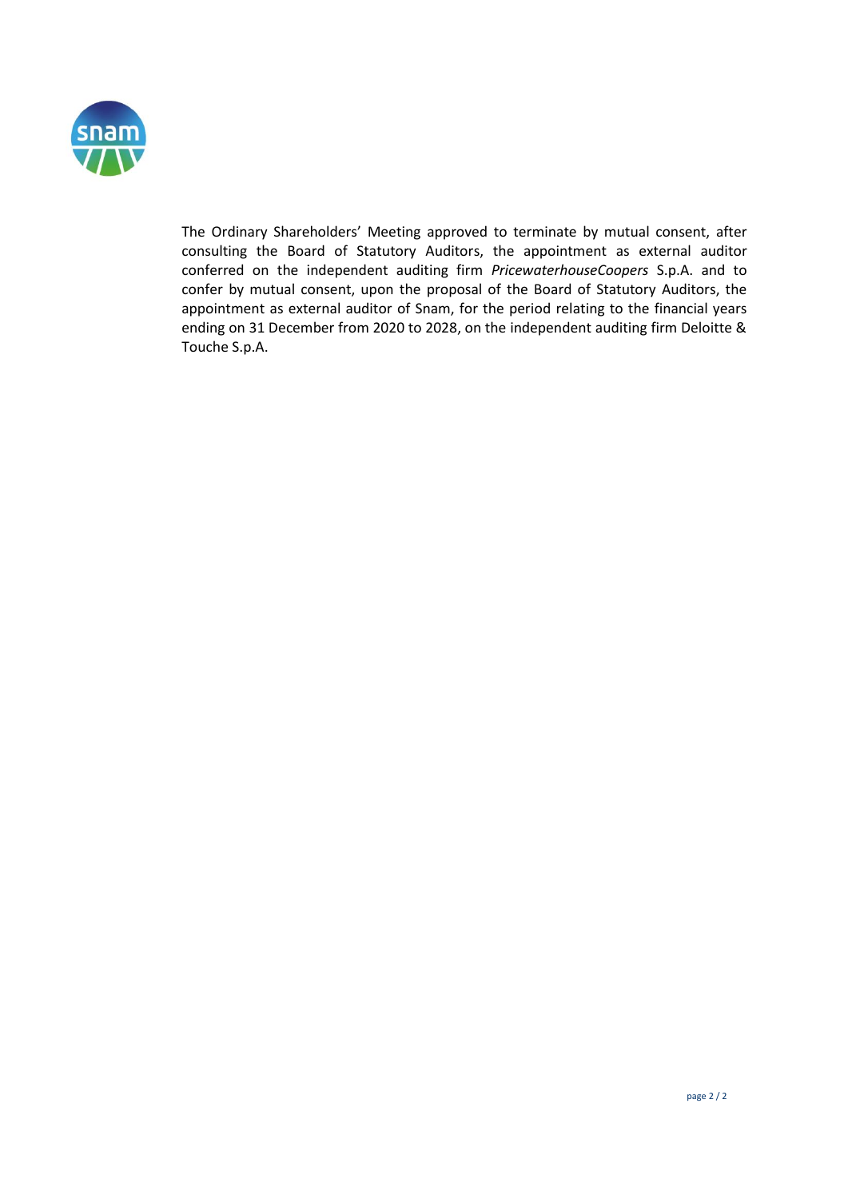The Ordinary Shareholders' Meeting approved to terminate by mutual consent, after consulting the Board of Statutory Auditors, the appointment as external auditor conferred on the independent auditing firm *PricewaterhouseCoopers* S.p.A. and to confer by mutual consent, upon the proposal of the Board of Statutory Auditors, the appointment as external auditor of Snam, for the period relating to the financial years ending on 31 December from 2020 to 2028, on the independent auditing firm Deloitte & Touche S.p.A.